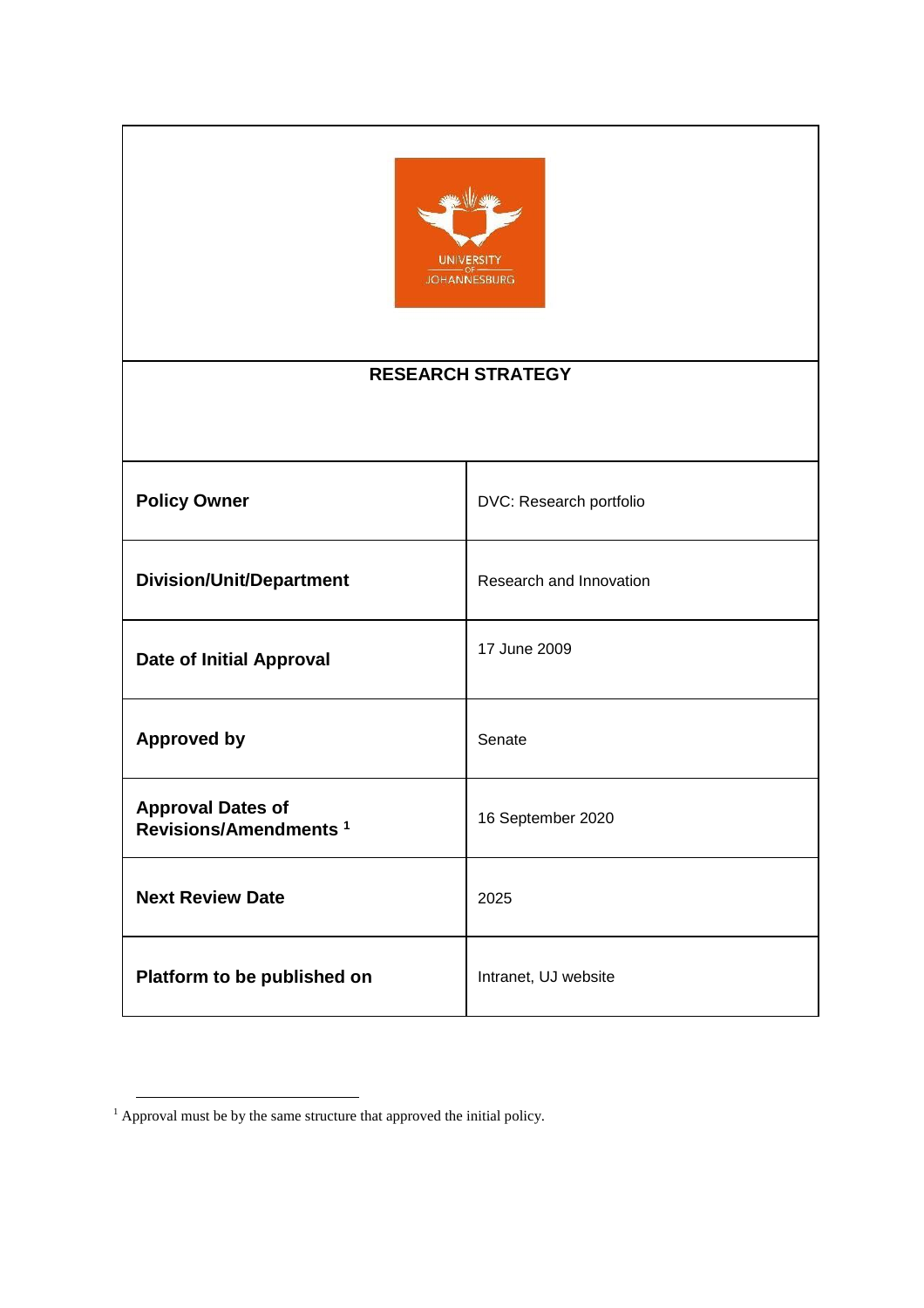UNIVERSITY OF JOHANNESBURG

# RESEARCH STRATEGY

| | |
|---|---|
| **Policy Owner** | DVC: Research portfolio |
| **Division/Unit/Department** | Research and Innovation |
| **Date of Initial Approval** | 17 June 2009 |
| **Approved by** | Senate |
| **Approval Dates of Revisions/Amendments** [1] | 16 September 2020 |
| **Next Review Date** | 2025 |
| **Platform to be published on** | Intranet, UJ website |

[1] Approval must be by the same structure that approved the initial policy.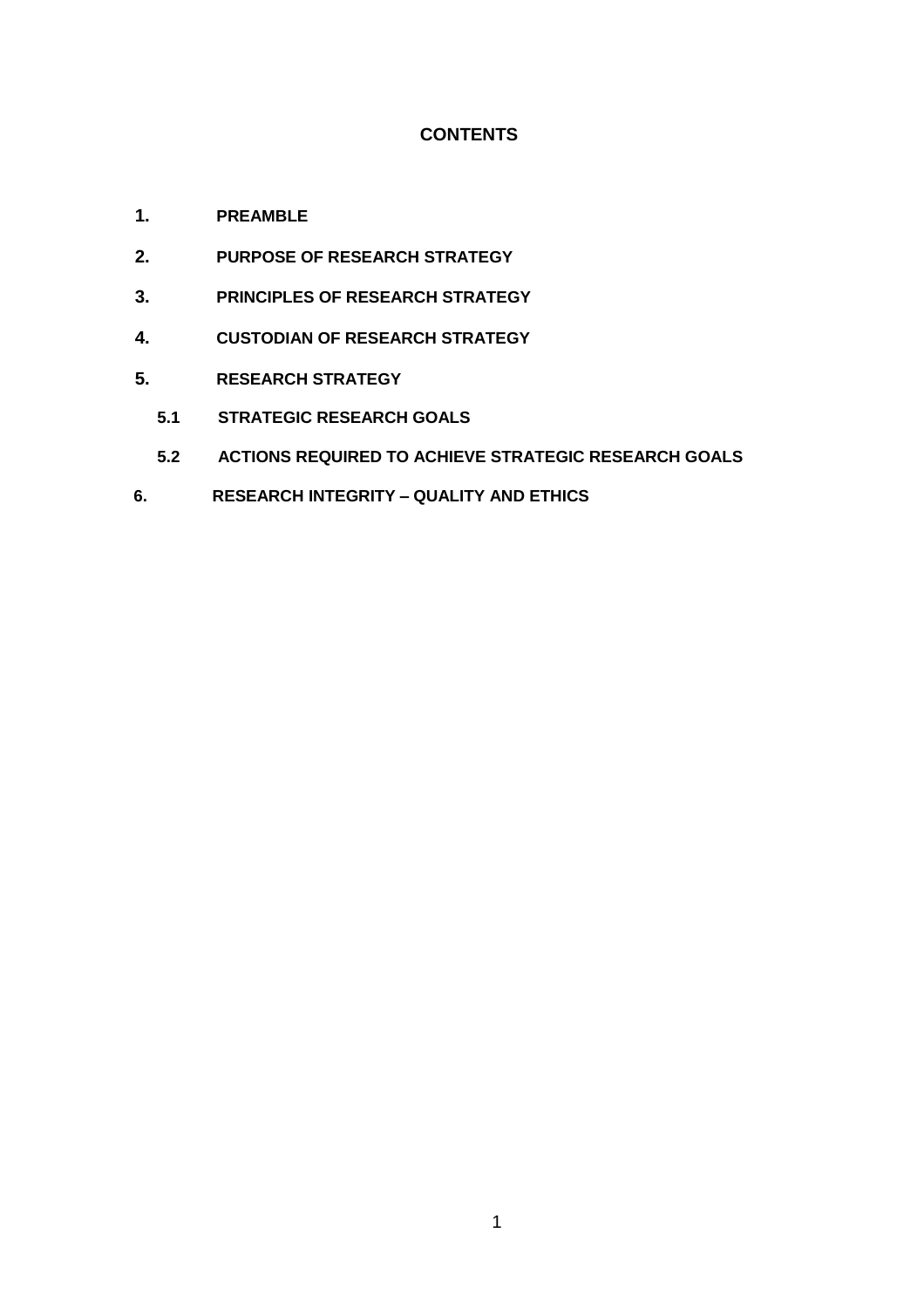# CONTENTS

**1. PREAMBLE**

**2. PURPOSE OF RESEARCH STRATEGY**

**3. PRINCIPLES OF RESEARCH STRATEGY**

**4. CUSTODIAN OF RESEARCH STRATEGY**

**5. RESEARCH STRATEGY**

- **5.1 STRATEGIC RESEARCH GOALS**
- **5.2 ACTIONS REQUIRED TO ACHIEVE STRATEGIC RESEARCH GOALS**

**6. RESEARCH INTEGRITY – QUALITY AND ETHICS**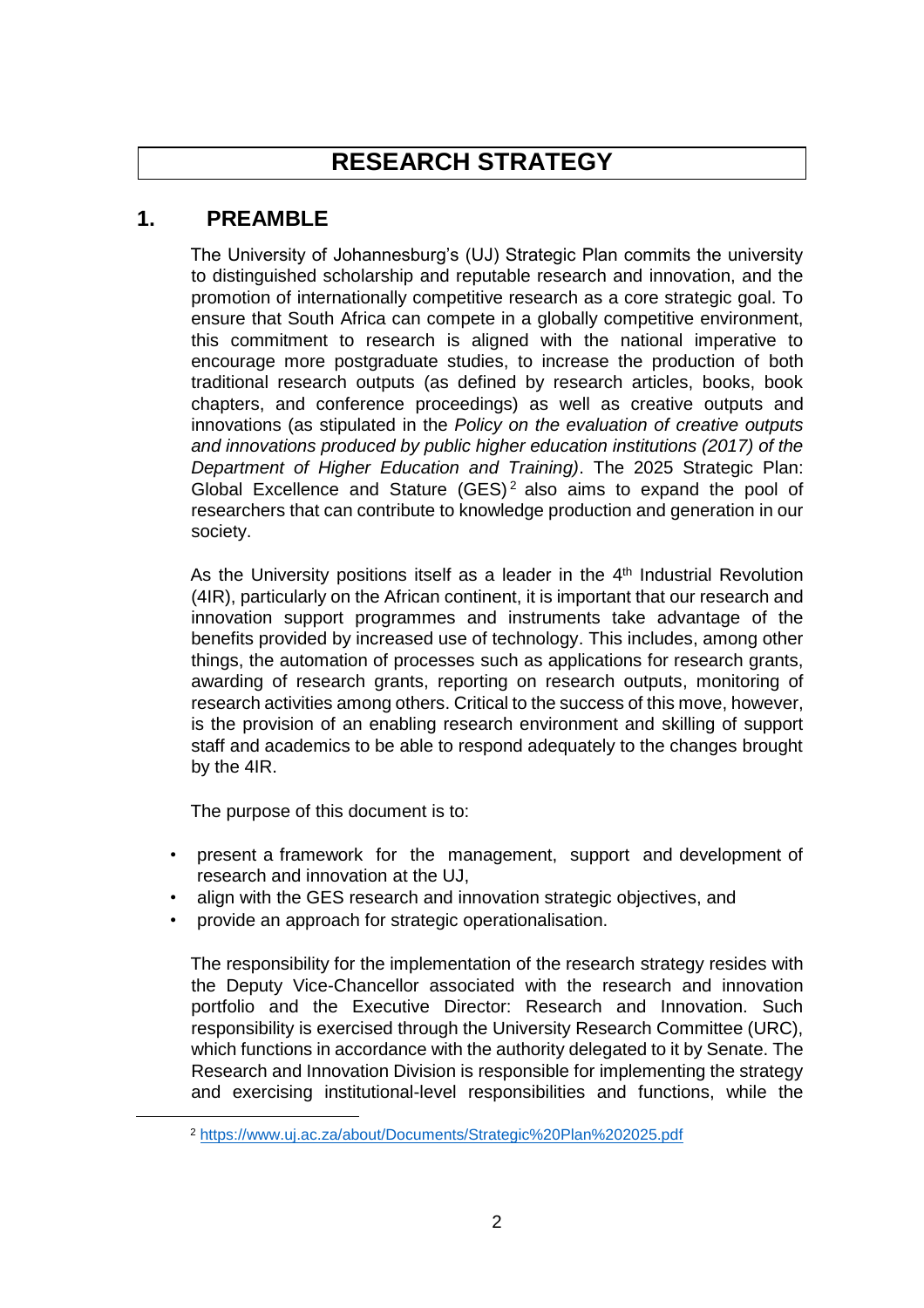# RESEARCH STRATEGY

## 1. PREAMBLE

The University of Johannesburg's (UJ) Strategic Plan commits the university to distinguished scholarship and reputable research and innovation, and the promotion of internationally competitive research as a core strategic goal. To ensure that South Africa can compete in a globally competitive environment, this commitment to research is aligned with the national imperative to encourage more postgraduate studies, to increase the production of both traditional research outputs (as defined by research articles, books, book chapters, and conference proceedings) as well as creative outputs and innovations (as stipulated in the *Policy on the evaluation of creative outputs and innovations produced by public higher education institutions (2017) of the Department of Higher Education and Training)*. The 2025 Strategic Plan: Global Excellence and Stature (GES)[2] also aims to expand the pool of researchers that can contribute to knowledge production and generation in our society.

As the University positions itself as a leader in the 4th Industrial Revolution (4IR), particularly on the African continent, it is important that our research and innovation support programmes and instruments take advantage of the benefits provided by increased use of technology. This includes, among other things, the automation of processes such as applications for research grants, awarding of research grants, reporting on research outputs, monitoring of research activities among others. Critical to the success of this move, however, is the provision of an enabling research environment and skilling of support staff and academics to be able to respond adequately to the changes brought by the 4IR.

The purpose of this document is to:

- present a framework for the management, support and development of research and innovation at the UJ,
- align with the GES research and innovation strategic objectives, and
- provide an approach for strategic operationalisation.

The responsibility for the implementation of the research strategy resides with the Deputy Vice-Chancellor associated with the research and innovation portfolio and the Executive Director: Research and Innovation. Such responsibility is exercised through the University Research Committee (URC), which functions in accordance with the authority delegated to it by Senate. The Research and Innovation Division is responsible for implementing the strategy and exercising institutional-level responsibilities and functions, while the

[2] https://www.uj.ac.za/about/Documents/Strategic%20Plan%202025.pdf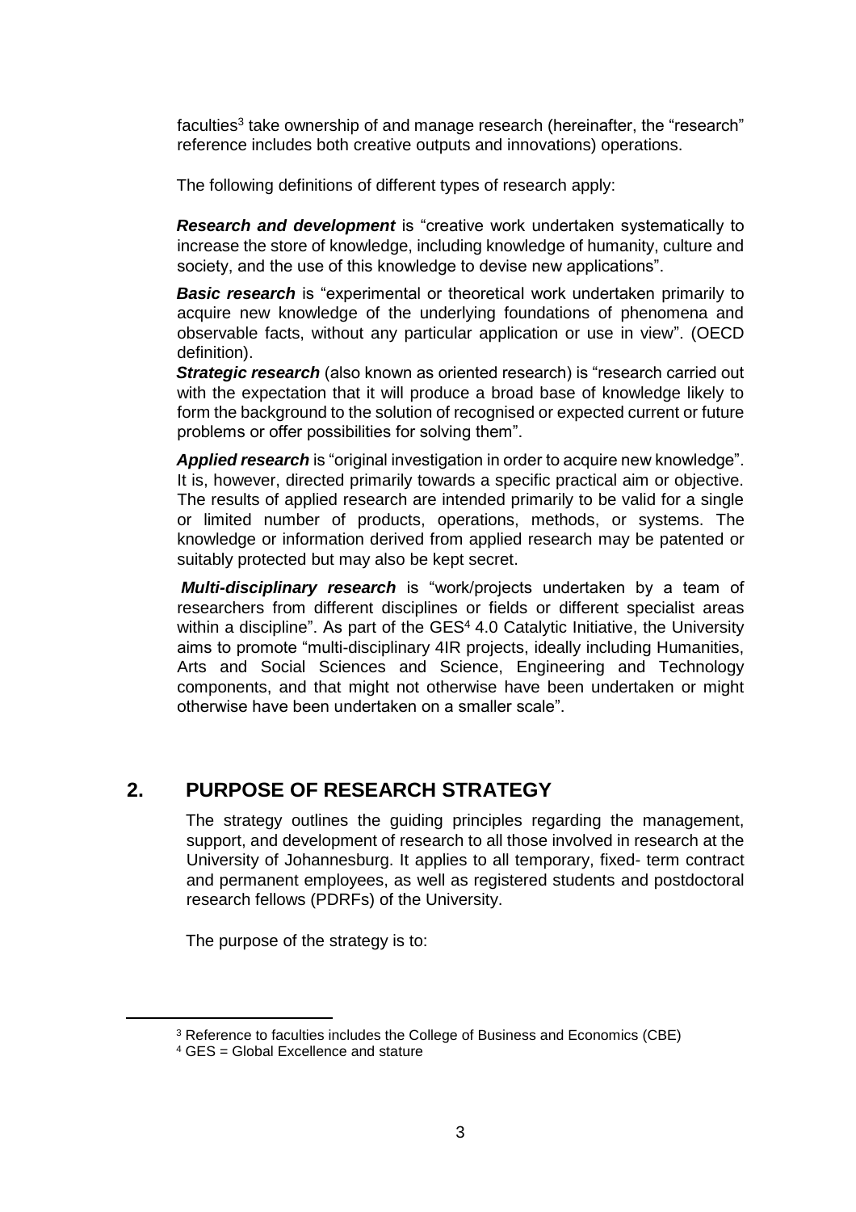faculties[3] take ownership of and manage research (hereinafter, the "research" reference includes both creative outputs and innovations) operations.

The following definitions of different types of research apply:

***Research and development*** is "creative work undertaken systematically to increase the store of knowledge, including knowledge of humanity, culture and society, and the use of this knowledge to devise new applications".

***Basic research*** is "experimental or theoretical work undertaken primarily to acquire new knowledge of the underlying foundations of phenomena and observable facts, without any particular application or use in view". (OECD definition).

***Strategic research*** (also known as oriented research) is "research carried out with the expectation that it will produce a broad base of knowledge likely to form the background to the solution of recognised or expected current or future problems or offer possibilities for solving them".

***Applied research*** is "original investigation in order to acquire new knowledge". It is, however, directed primarily towards a specific practical aim or objective. The results of applied research are intended primarily to be valid for a single or limited number of products, operations, methods, or systems. The knowledge or information derived from applied research may be patented or suitably protected but may also be kept secret.

***Multi-disciplinary research*** is "work/projects undertaken by a team of researchers from different disciplines or fields or different specialist areas within a discipline". As part of the GES[4] 4.0 Catalytic Initiative, the University aims to promote "multi-disciplinary 4IR projects, ideally including Humanities, Arts and Social Sciences and Science, Engineering and Technology components, and that might not otherwise have been undertaken or might otherwise have been undertaken on a smaller scale".

## 2. PURPOSE OF RESEARCH STRATEGY

The strategy outlines the guiding principles regarding the management, support, and development of research to all those involved in research at the University of Johannesburg. It applies to all temporary, fixed- term contract and permanent employees, as well as registered students and postdoctoral research fellows (PDRFs) of the University.

The purpose of the strategy is to:

---

[3] Reference to faculties includes the College of Business and Economics (CBE)

[4] GES = Global Excellence and stature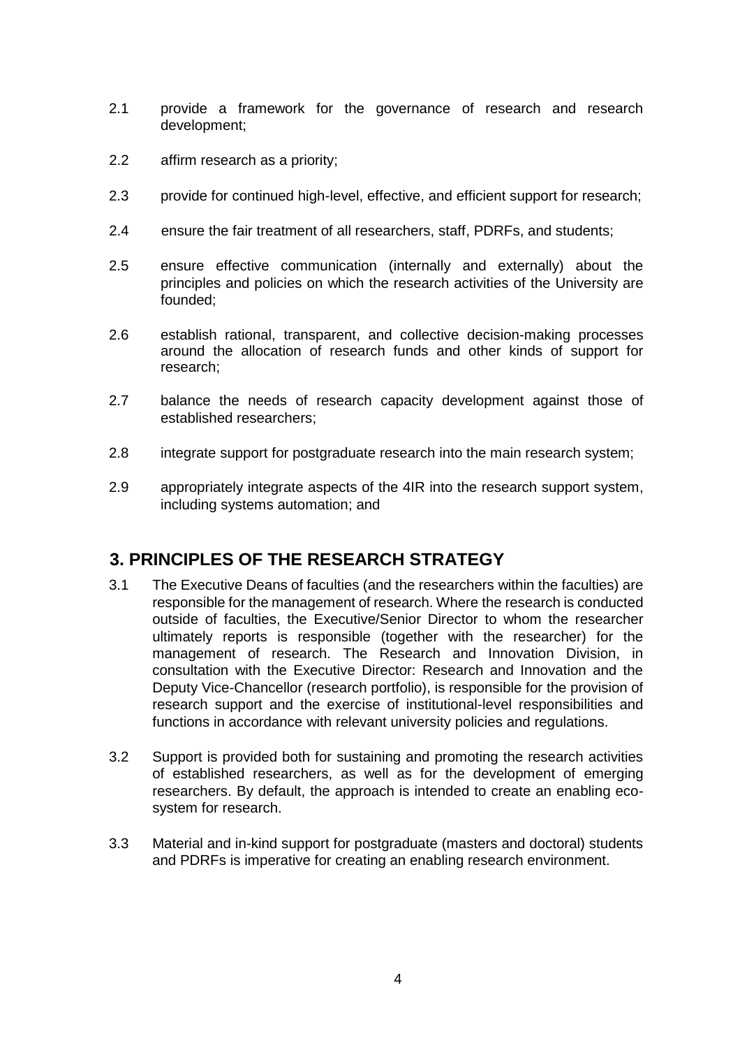2.1 provide a framework for the governance of research and research development;

2.2 affirm research as a priority;

2.3 provide for continued high-level, effective, and efficient support for research;

2.4 ensure the fair treatment of all researchers, staff, PDRFs, and students;

2.5 ensure effective communication (internally and externally) about the principles and policies on which the research activities of the University are founded;

2.6 establish rational, transparent, and collective decision-making processes around the allocation of research funds and other kinds of support for research;

2.7 balance the needs of research capacity development against those of established researchers;

2.8 integrate support for postgraduate research into the main research system;

2.9 appropriately integrate aspects of the 4IR into the research support system, including systems automation; and

## 3. PRINCIPLES OF THE RESEARCH STRATEGY

3.1 The Executive Deans of faculties (and the researchers within the faculties) are responsible for the management of research. Where the research is conducted outside of faculties, the Executive/Senior Director to whom the researcher ultimately reports is responsible (together with the researcher) for the management of research. The Research and Innovation Division, in consultation with the Executive Director: Research and Innovation and the Deputy Vice-Chancellor (research portfolio), is responsible for the provision of research support and the exercise of institutional-level responsibilities and functions in accordance with relevant university policies and regulations.

3.2 Support is provided both for sustaining and promoting the research activities of established researchers, as well as for the development of emerging researchers. By default, the approach is intended to create an enabling eco-system for research.

3.3 Material and in-kind support for postgraduate (masters and doctoral) students and PDRFs is imperative for creating an enabling research environment.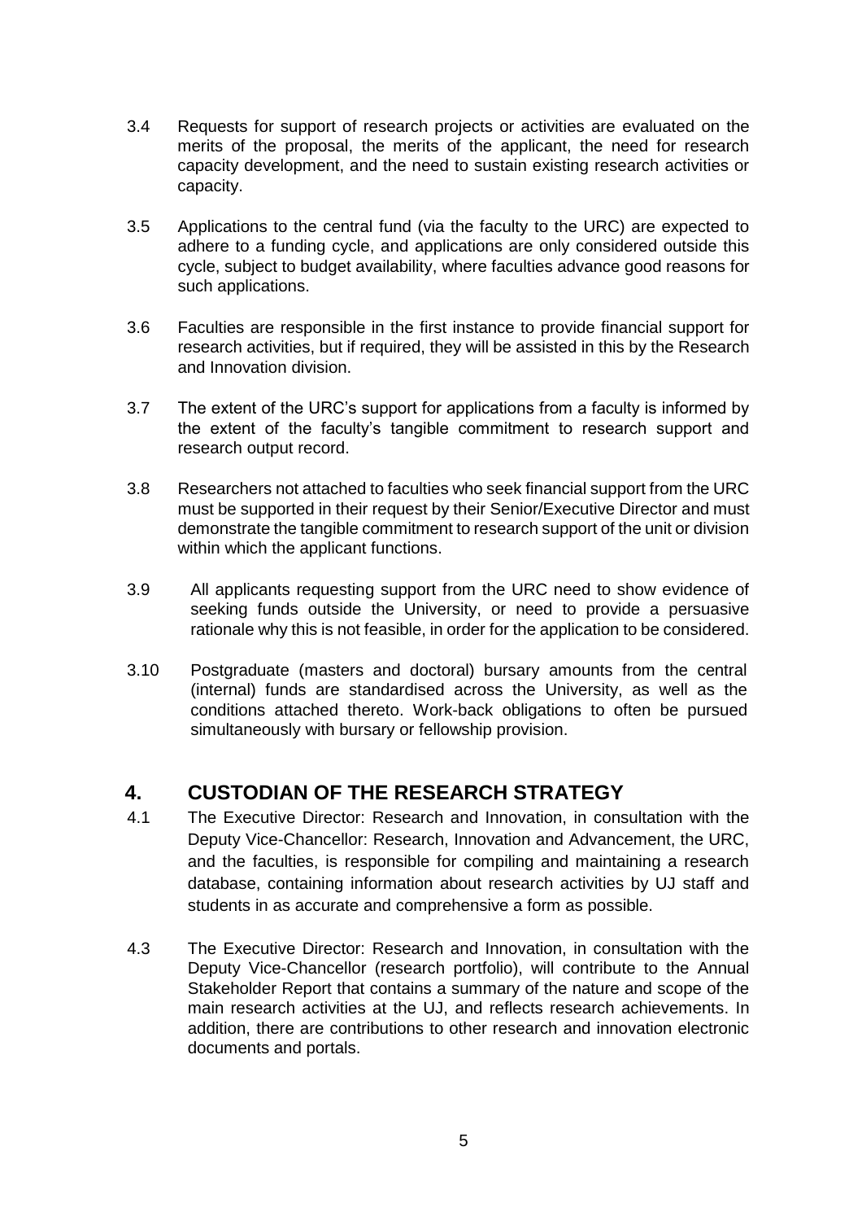3.4 Requests for support of research projects or activities are evaluated on the merits of the proposal, the merits of the applicant, the need for research capacity development, and the need to sustain existing research activities or capacity.

3.5 Applications to the central fund (via the faculty to the URC) are expected to adhere to a funding cycle, and applications are only considered outside this cycle, subject to budget availability, where faculties advance good reasons for such applications.

3.6 Faculties are responsible in the first instance to provide financial support for research activities, but if required, they will be assisted in this by the Research and Innovation division.

3.7 The extent of the URC's support for applications from a faculty is informed by the extent of the faculty's tangible commitment to research support and research output record.

3.8 Researchers not attached to faculties who seek financial support from the URC must be supported in their request by their Senior/Executive Director and must demonstrate the tangible commitment to research support of the unit or division within which the applicant functions.

3.9 All applicants requesting support from the URC need to show evidence of seeking funds outside the University, or need to provide a persuasive rationale why this is not feasible, in order for the application to be considered.

3.10 Postgraduate (masters and doctoral) bursary amounts from the central (internal) funds are standardised across the University, as well as the conditions attached thereto. Work-back obligations to often be pursued simultaneously with bursary or fellowship provision.

## 4. CUSTODIAN OF THE RESEARCH STRATEGY

4.1 The Executive Director: Research and Innovation, in consultation with the Deputy Vice-Chancellor: Research, Innovation and Advancement, the URC, and the faculties, is responsible for compiling and maintaining a research database, containing information about research activities by UJ staff and students in as accurate and comprehensive a form as possible.

4.3 The Executive Director: Research and Innovation, in consultation with the Deputy Vice-Chancellor (research portfolio), will contribute to the Annual Stakeholder Report that contains a summary of the nature and scope of the main research activities at the UJ, and reflects research achievements. In addition, there are contributions to other research and innovation electronic documents and portals.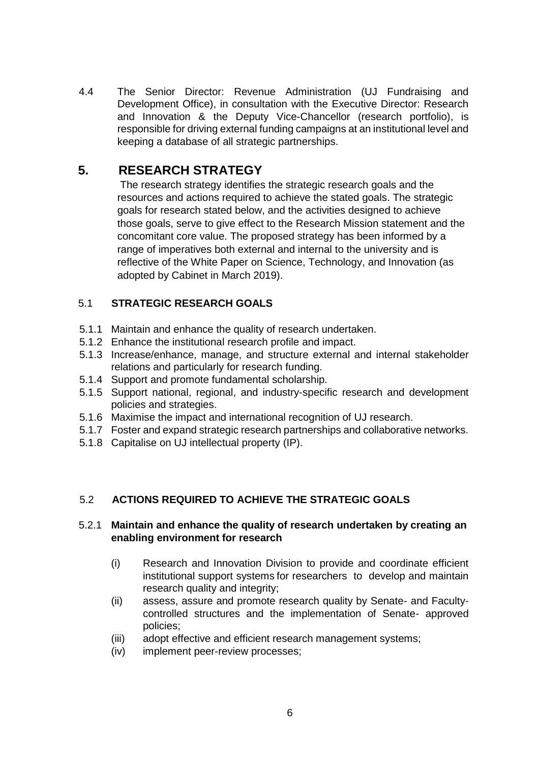4.4 The Senior Director: Revenue Administration (UJ Fundraising and Development Office), in consultation with the Executive Director: Research and Innovation & the Deputy Vice-Chancellor (research portfolio), is responsible for driving external funding campaigns at an institutional level and keeping a database of all strategic partnerships.

## 5. RESEARCH STRATEGY

The research strategy identifies the strategic research goals and the resources and actions required to achieve the stated goals. The strategic goals for research stated below, and the activities designed to achieve those goals, serve to give effect to the Research Mission statement and the concomitant core value. The proposed strategy has been informed by a range of imperatives both external and internal to the university and is reflective of the White Paper on Science, Technology, and Innovation (as adopted by Cabinet in March 2019).

### 5.1 STRATEGIC RESEARCH GOALS

5.1.1 Maintain and enhance the quality of research undertaken.
5.1.2 Enhance the institutional research profile and impact.
5.1.3 Increase/enhance, manage, and structure external and internal stakeholder relations and particularly for research funding.
5.1.4 Support and promote fundamental scholarship.
5.1.5 Support national, regional, and industry-specific research and development policies and strategies.
5.1.6 Maximise the impact and international recognition of UJ research.
5.1.7 Foster and expand strategic research partnerships and collaborative networks.
5.1.8 Capitalise on UJ intellectual property (IP).

### 5.2 ACTIONS REQUIRED TO ACHIEVE THE STRATEGIC GOALS

#### 5.2.1 Maintain and enhance the quality of research undertaken by creating an enabling environment for research

(i) Research and Innovation Division to provide and coordinate efficient institutional support systems for researchers to develop and maintain research quality and integrity;
(ii) assess, assure and promote research quality by Senate- and Faculty-controlled structures and the implementation of Senate- approved policies;
(iii) adopt effective and efficient research management systems;
(iv) implement peer-review processes;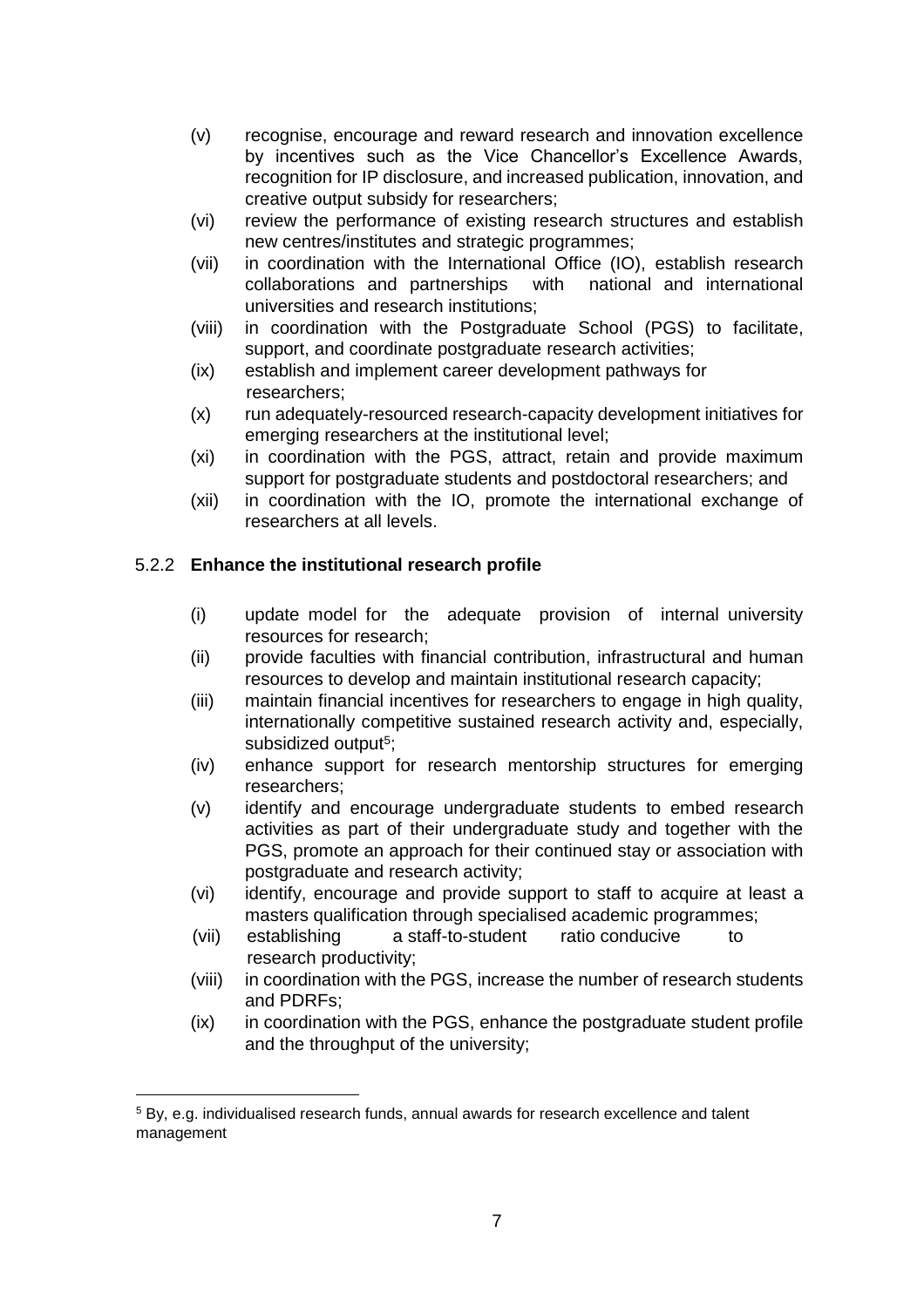(v) recognise, encourage and reward research and innovation excellence by incentives such as the Vice Chancellor's Excellence Awards, recognition for IP disclosure, and increased publication, innovation, and creative output subsidy for researchers;

(vi) review the performance of existing research structures and establish new centres/institutes and strategic programmes;

(vii) in coordination with the International Office (IO), establish research collaborations and partnerships with national and international universities and research institutions;

(viii) in coordination with the Postgraduate School (PGS) to facilitate, support, and coordinate postgraduate research activities;

(ix) establish and implement career development pathways for researchers;

(x) run adequately-resourced research-capacity development initiatives for emerging researchers at the institutional level;

(xi) in coordination with the PGS, attract, retain and provide maximum support for postgraduate students and postdoctoral researchers; and

(xii) in coordination with the IO, promote the international exchange of researchers at all levels.

### 5.2.2 **Enhance the institutional research profile**

(i) update model for the adequate provision of internal university resources for research;

(ii) provide faculties with financial contribution, infrastructural and human resources to develop and maintain institutional research capacity;

(iii) maintain financial incentives for researchers to engage in high quality, internationally competitive sustained research activity and, especially, subsidized output[5];

(iv) enhance support for research mentorship structures for emerging researchers;

(v) identify and encourage undergraduate students to embed research activities as part of their undergraduate study and together with the PGS, promote an approach for their continued stay or association with postgraduate and research activity;

(vi) identify, encourage and provide support to staff to acquire at least a masters qualification through specialised academic programmes;

(vii) establishing a staff-to-student ratio conducive to research productivity;

(viii) in coordination with the PGS, increase the number of research students and PDRFs;

(ix) in coordination with the PGS, enhance the postgraduate student profile and the throughput of the university;

---

[5] By, e.g. individualised research funds, annual awards for research excellence and talent management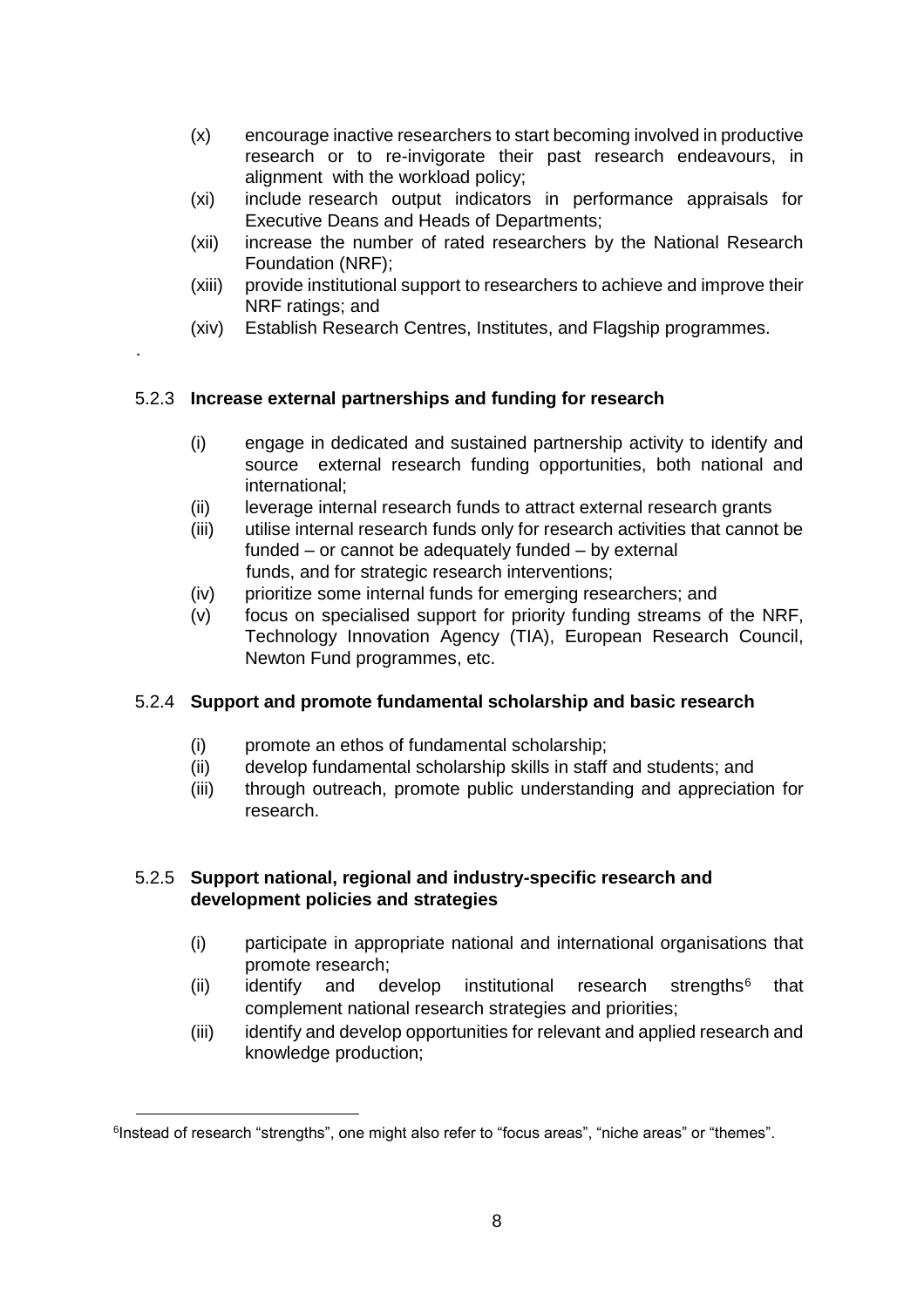(x) encourage inactive researchers to start becoming involved in productive research or to re-invigorate their past research endeavours, in alignment with the workload policy;
(xi) include research output indicators in performance appraisals for Executive Deans and Heads of Departments;
(xii) increase the number of rated researchers by the National Research Foundation (NRF);
(xiii) provide institutional support to researchers to achieve and improve their NRF ratings; and
(xiv) Establish Research Centres, Institutes, and Flagship programmes.

.

### 5.2.3 Increase external partnerships and funding for research

(i) engage in dedicated and sustained partnership activity to identify and source external research funding opportunities, both national and international;
(ii) leverage internal research funds to attract external research grants
(iii) utilise internal research funds only for research activities that cannot be funded – or cannot be adequately funded – by external funds, and for strategic research interventions;
(iv) prioritize some internal funds for emerging researchers; and
(v) focus on specialised support for priority funding streams of the NRF, Technology Innovation Agency (TIA), European Research Council, Newton Fund programmes, etc.

### 5.2.4 Support and promote fundamental scholarship and basic research

(i) promote an ethos of fundamental scholarship;
(ii) develop fundamental scholarship skills in staff and students; and
(iii) through outreach, promote public understanding and appreciation for research.

### 5.2.5 Support national, regional and industry-specific research and development policies and strategies

(i) participate in appropriate national and international organisations that promote research;
(ii) identify and develop institutional research strengths[6] that complement national research strategies and priorities;
(iii) identify and develop opportunities for relevant and applied research and knowledge production;

[6]Instead of research "strengths", one might also refer to "focus areas", "niche areas" or "themes".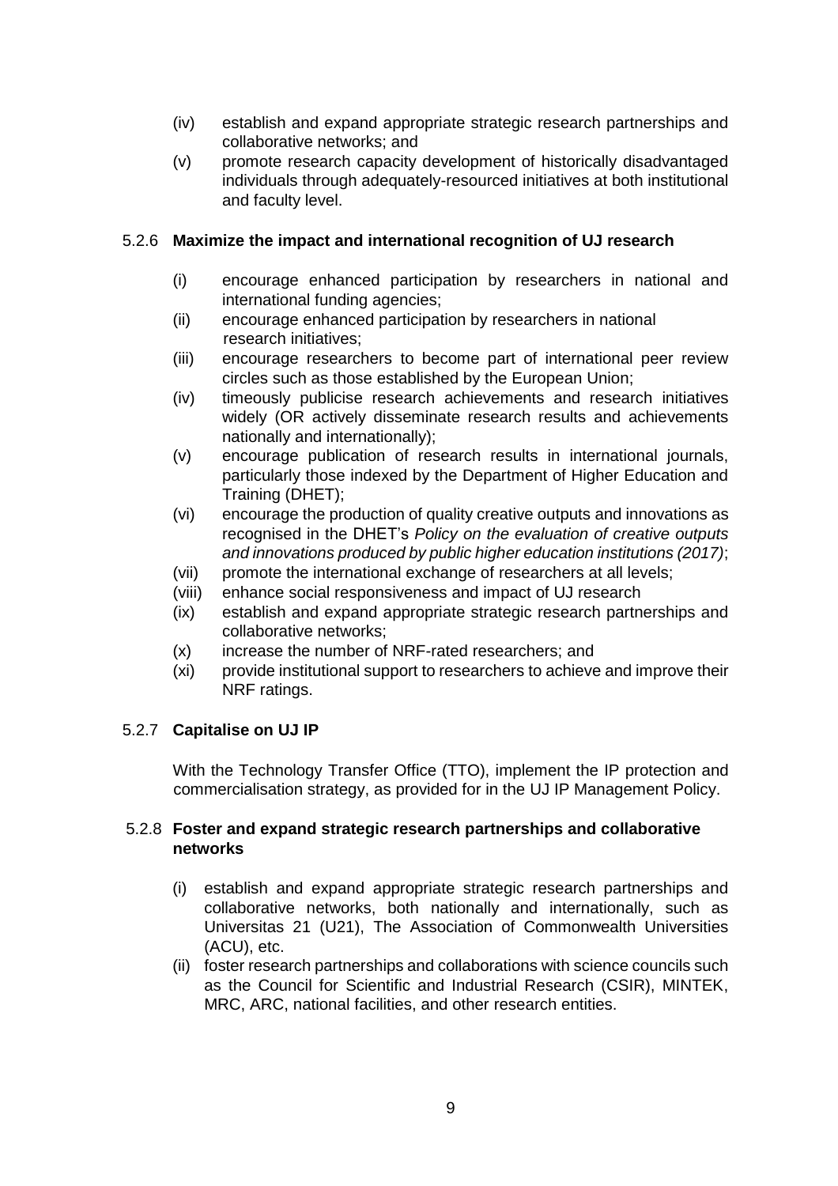(iv) establish and expand appropriate strategic research partnerships and collaborative networks; and

(v) promote research capacity development of historically disadvantaged individuals through adequately-resourced initiatives at both institutional and faculty level.

#### 5.2.6 **Maximize the impact and international recognition of UJ research**

(i) encourage enhanced participation by researchers in national and international funding agencies;

(ii) encourage enhanced participation by researchers in national research initiatives;

(iii) encourage researchers to become part of international peer review circles such as those established by the European Union;

(iv) timeously publicise research achievements and research initiatives widely (OR actively disseminate research results and achievements nationally and internationally);

(v) encourage publication of research results in international journals, particularly those indexed by the Department of Higher Education and Training (DHET);

(vi) encourage the production of quality creative outputs and innovations as recognised in the DHET's *Policy on the evaluation of creative outputs and innovations produced by public higher education institutions (2017)*;

(vii) promote the international exchange of researchers at all levels;

(viii) enhance social responsiveness and impact of UJ research

(ix) establish and expand appropriate strategic research partnerships and collaborative networks;

(x) increase the number of NRF-rated researchers; and

(xi) provide institutional support to researchers to achieve and improve their NRF ratings.

#### 5.2.7 **Capitalise on UJ IP**

With the Technology Transfer Office (TTO), implement the IP protection and commercialisation strategy, as provided for in the UJ IP Management Policy.

#### 5.2.8 **Foster and expand strategic research partnerships and collaborative networks**

(i) establish and expand appropriate strategic research partnerships and collaborative networks, both nationally and internationally, such as Universitas 21 (U21), The Association of Commonwealth Universities (ACU), etc.

(ii) foster research partnerships and collaborations with science councils such as the Council for Scientific and Industrial Research (CSIR), MINTEK, MRC, ARC, national facilities, and other research entities.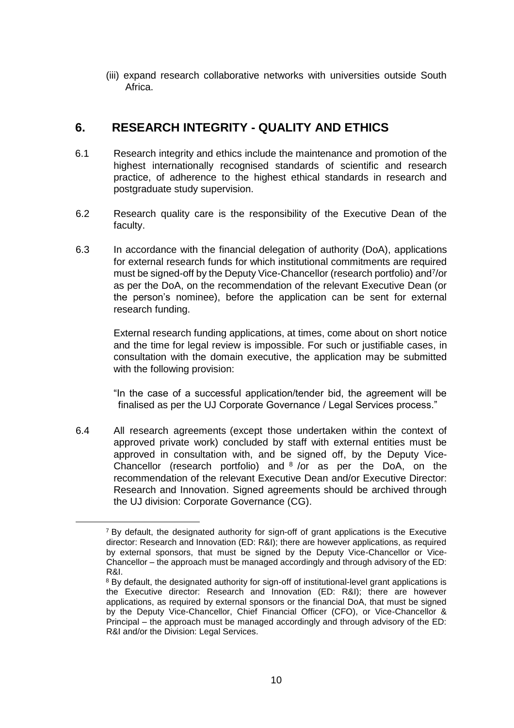(iii) expand research collaborative networks with universities outside South Africa.

## 6. RESEARCH INTEGRITY - QUALITY AND ETHICS

6.1 Research integrity and ethics include the maintenance and promotion of the highest internationally recognised standards of scientific and research practice, of adherence to the highest ethical standards in research and postgraduate study supervision.

6.2 Research quality care is the responsibility of the Executive Dean of the faculty.

6.3 In accordance with the financial delegation of authority (DoA), applications for external research funds for which institutional commitments are required must be signed-off by the Deputy Vice-Chancellor (research portfolio) and[7]/or as per the DoA, on the recommendation of the relevant Executive Dean (or the person's nominee), before the application can be sent for external research funding.

External research funding applications, at times, come about on short notice and the time for legal review is impossible. For such or justifiable cases, in consultation with the domain executive, the application may be submitted with the following provision:

"In the case of a successful application/tender bid, the agreement will be finalised as per the UJ Corporate Governance / Legal Services process."

6.4 All research agreements (except those undertaken within the context of approved private work) concluded by staff with external entities must be approved in consultation with, and be signed off, by the Deputy Vice-Chancellor (research portfolio) and [8] /or as per the DoA, on the recommendation of the relevant Executive Dean and/or Executive Director: Research and Innovation. Signed agreements should be archived through the UJ division: Corporate Governance (CG).

---

[7] By default, the designated authority for sign-off of grant applications is the Executive director: Research and Innovation (ED: R&I); there are however applications, as required by external sponsors, that must be signed by the Deputy Vice-Chancellor or Vice-Chancellor – the approach must be managed accordingly and through advisory of the ED: R&I.

[8] By default, the designated authority for sign-off of institutional-level grant applications is the Executive director: Research and Innovation (ED: R&I); there are however applications, as required by external sponsors or the financial DoA, that must be signed by the Deputy Vice-Chancellor, Chief Financial Officer (CFO), or Vice-Chancellor & Principal – the approach must be managed accordingly and through advisory of the ED: R&I and/or the Division: Legal Services.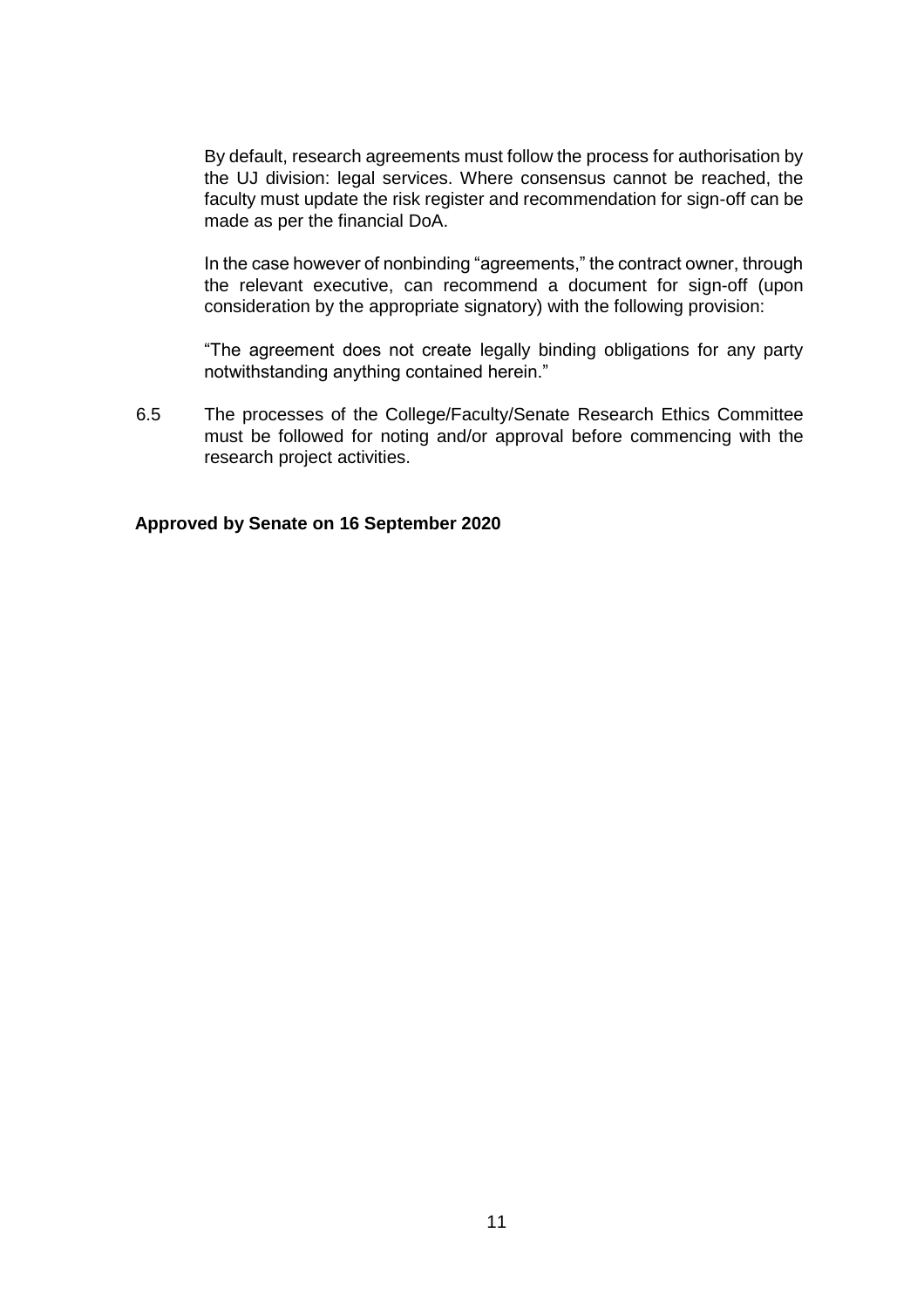By default, research agreements must follow the process for authorisation by the UJ division: legal services. Where consensus cannot be reached, the faculty must update the risk register and recommendation for sign-off can be made as per the financial DoA.

In the case however of nonbinding "agreements," the contract owner, through the relevant executive, can recommend a document for sign-off (upon consideration by the appropriate signatory) with the following provision:

"The agreement does not create legally binding obligations for any party notwithstanding anything contained herein."

6.5 The processes of the College/Faculty/Senate Research Ethics Committee must be followed for noting and/or approval before commencing with the research project activities.

**Approved by Senate on 16 September 2020**